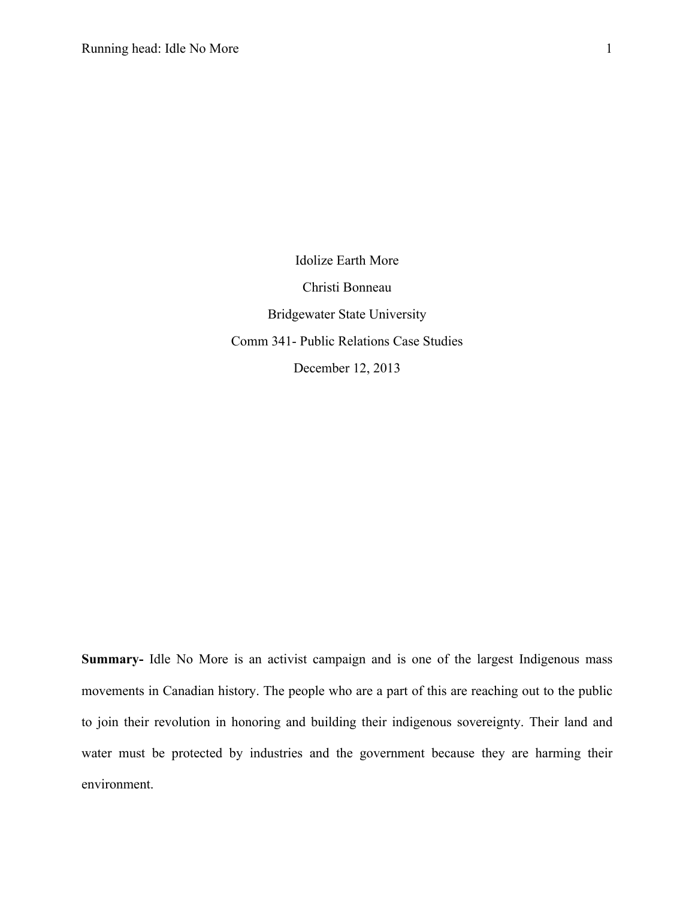# Idolize Earth More

Christi Bonneau

Bridgewater State University

Comm 341- Public Relations Case Studies

December 12, 2013

**Summary-** Idle No More is an activist campaign and is one of the largest Indigenous mass movements in Canadian history. The people who are a part of this are reaching out to the public to join their revolution in honoring and building their indigenous sovereignty. Their land and water must be protected by industries and the government because they are harming their environment.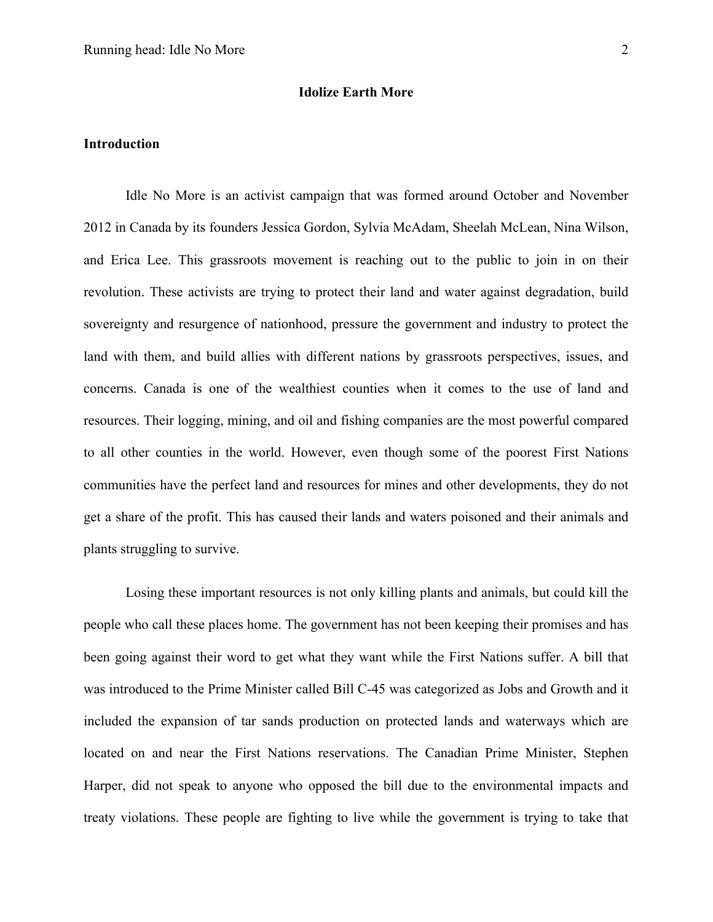**Idolize Earth More**

**Introduction**

Idle No More is an activist campaign that was formed around October and November 2012 in Canada by its founders Jessica Gordon, Sylvia McAdam, Sheelah McLean, Nina Wilson, and Erica Lee. This grassroots movement is reaching out to the public to join in on their revolution. These activists are trying to protect their land and water against degradation, build sovereignty and resurgence of nationhood, pressure the government and industry to protect the land with them, and build allies with different nations by grassroots perspectives, issues, and concerns. Canada is one of the wealthiest counties when it comes to the use of land and resources. Their logging, mining, and oil and fishing companies are the most powerful compared to all other counties in the world. However, even though some of the poorest First Nations communities have the perfect land and resources for mines and other developments, they do not get a share of the profit. This has caused their lands and waters poisoned and their animals and plants struggling to survive.

Losing these important resources is not only killing plants and animals, but could kill the people who call these places home. The government has not been keeping their promises and has been going against their word to get what they want while the First Nations suffer. A bill that was introduced to the Prime Minister called Bill C-45 was categorized as Jobs and Growth and it included the expansion of tar sands production on protected lands and waterways which are located on and near the First Nations reservations. The Canadian Prime Minister, Stephen Harper, did not speak to anyone who opposed the bill due to the environmental impacts and treaty violations. These people are fighting to live while the government is trying to take that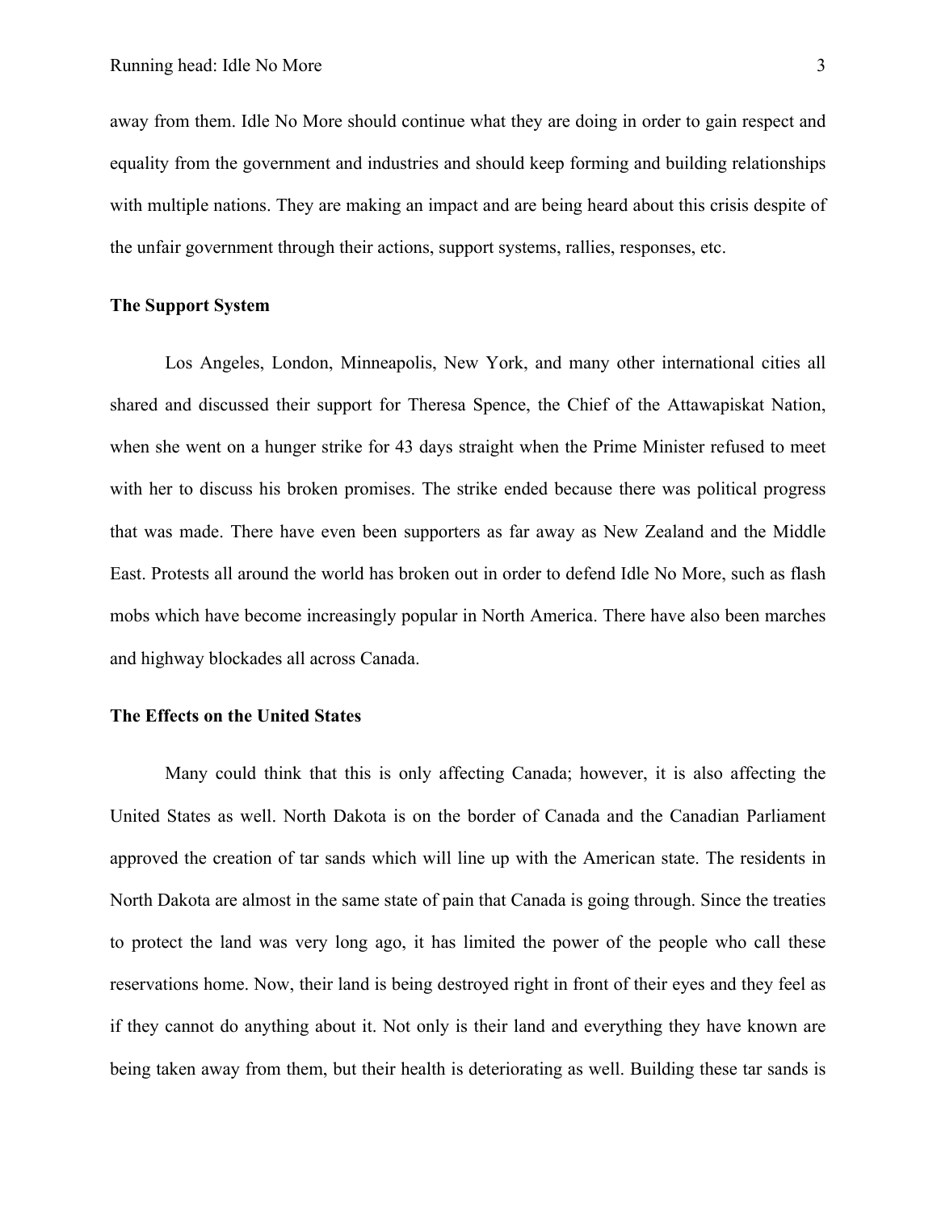away from them. Idle No More should continue what they are doing in order to gain respect and equality from the government and industries and should keep forming and building relationships with multiple nations. They are making an impact and are being heard about this crisis despite of the unfair government through their actions, support systems, rallies, responses, etc.

**The Support System**

Los Angeles, London, Minneapolis, New York, and many other international cities all shared and discussed their support for Theresa Spence, the Chief of the Attawapiskat Nation, when she went on a hunger strike for 43 days straight when the Prime Minister refused to meet with her to discuss his broken promises. The strike ended because there was political progress that was made. There have even been supporters as far away as New Zealand and the Middle East. Protests all around the world has broken out in order to defend Idle No More, such as flash mobs which have become increasingly popular in North America. There have also been marches and highway blockades all across Canada.

**The Effects on the United States**

Many could think that this is only affecting Canada; however, it is also affecting the United States as well. North Dakota is on the border of Canada and the Canadian Parliament approved the creation of tar sands which will line up with the American state. The residents in North Dakota are almost in the same state of pain that Canada is going through. Since the treaties to protect the land was very long ago, it has limited the power of the people who call these reservations home. Now, their land is being destroyed right in front of their eyes and they feel as if they cannot do anything about it. Not only is their land and everything they have known are being taken away from them, but their health is deteriorating as well. Building these tar sands is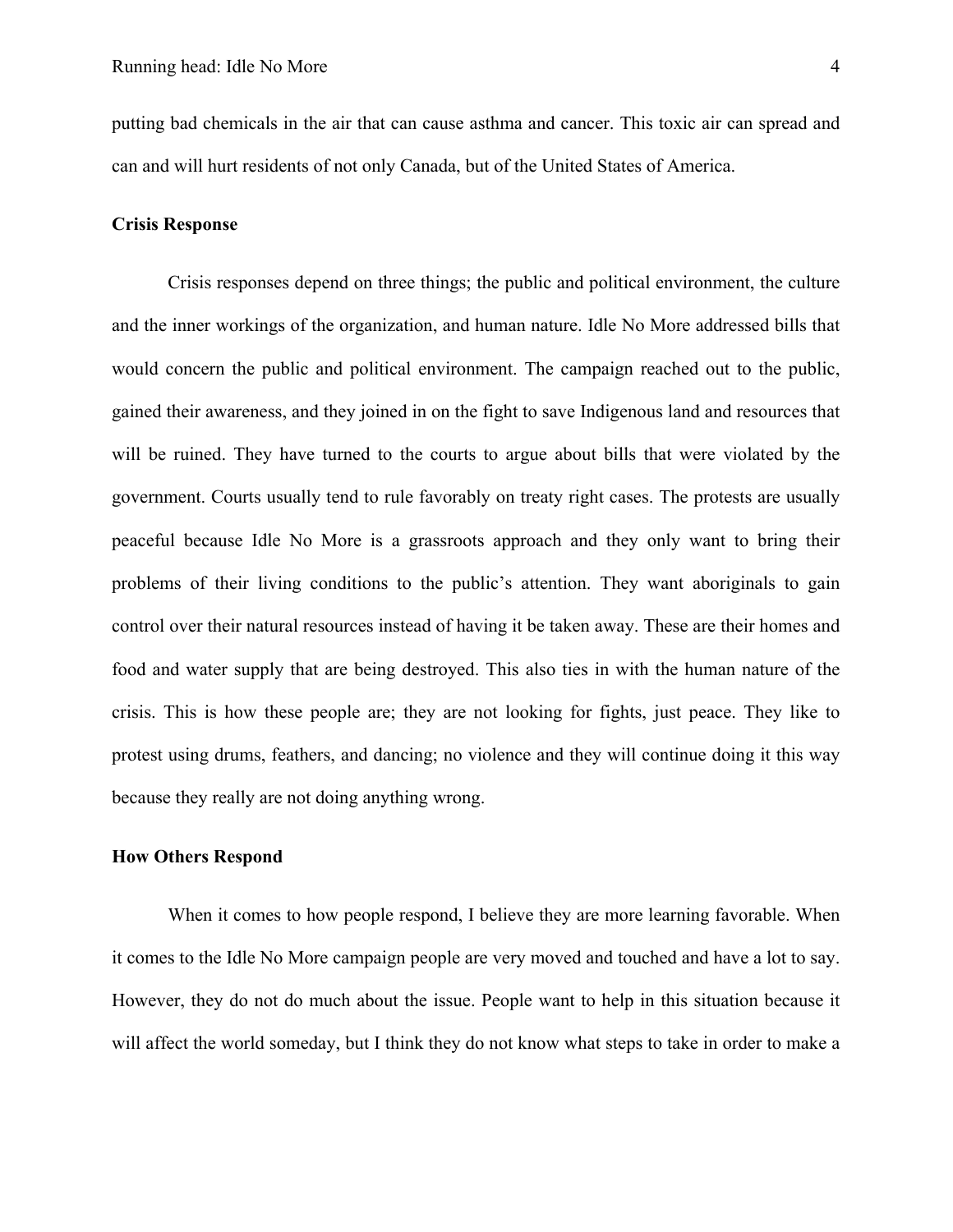putting bad chemicals in the air that can cause asthma and cancer. This toxic air can spread and can and will hurt residents of not only Canada, but of the United States of America.

**Crisis Response**

Crisis responses depend on three things; the public and political environment, the culture and the inner workings of the organization, and human nature. Idle No More addressed bills that would concern the public and political environment. The campaign reached out to the public, gained their awareness, and they joined in on the fight to save Indigenous land and resources that will be ruined. They have turned to the courts to argue about bills that were violated by the government. Courts usually tend to rule favorably on treaty right cases. The protests are usually peaceful because Idle No More is a grassroots approach and they only want to bring their problems of their living conditions to the public's attention. They want aboriginals to gain control over their natural resources instead of having it be taken away. These are their homes and food and water supply that are being destroyed. This also ties in with the human nature of the crisis. This is how these people are; they are not looking for fights, just peace. They like to protest using drums, feathers, and dancing; no violence and they will continue doing it this way because they really are not doing anything wrong.

**How Others Respond**

When it comes to how people respond, I believe they are more learning favorable. When it comes to the Idle No More campaign people are very moved and touched and have a lot to say. However, they do not do much about the issue. People want to help in this situation because it will affect the world someday, but I think they do not know what steps to take in order to make a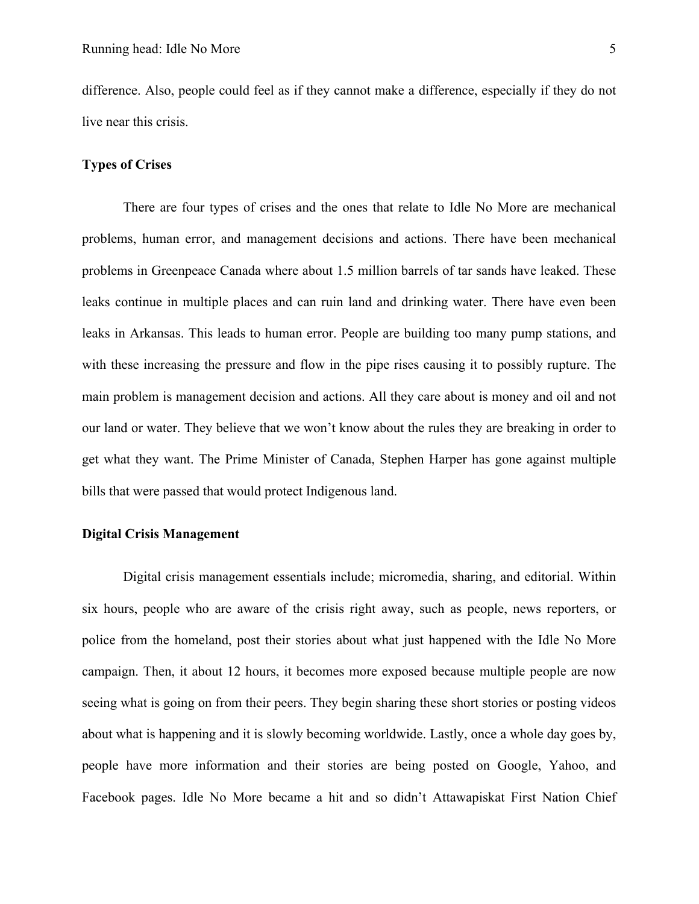difference. Also, people could feel as if they cannot make a difference, especially if they do not live near this crisis.

**Types of Crises**

There are four types of crises and the ones that relate to Idle No More are mechanical problems, human error, and management decisions and actions. There have been mechanical problems in Greenpeace Canada where about 1.5 million barrels of tar sands have leaked. These leaks continue in multiple places and can ruin land and drinking water. There have even been leaks in Arkansas. This leads to human error. People are building too many pump stations, and with these increasing the pressure and flow in the pipe rises causing it to possibly rupture. The main problem is management decision and actions. All they care about is money and oil and not our land or water. They believe that we won't know about the rules they are breaking in order to get what they want. The Prime Minister of Canada, Stephen Harper has gone against multiple bills that were passed that would protect Indigenous land.

**Digital Crisis Management**

Digital crisis management essentials include; micromedia, sharing, and editorial. Within six hours, people who are aware of the crisis right away, such as people, news reporters, or police from the homeland, post their stories about what just happened with the Idle No More campaign. Then, it about 12 hours, it becomes more exposed because multiple people are now seeing what is going on from their peers. They begin sharing these short stories or posting videos about what is happening and it is slowly becoming worldwide. Lastly, once a whole day goes by, people have more information and their stories are being posted on Google, Yahoo, and Facebook pages. Idle No More became a hit and so didn't Attawapiskat First Nation Chief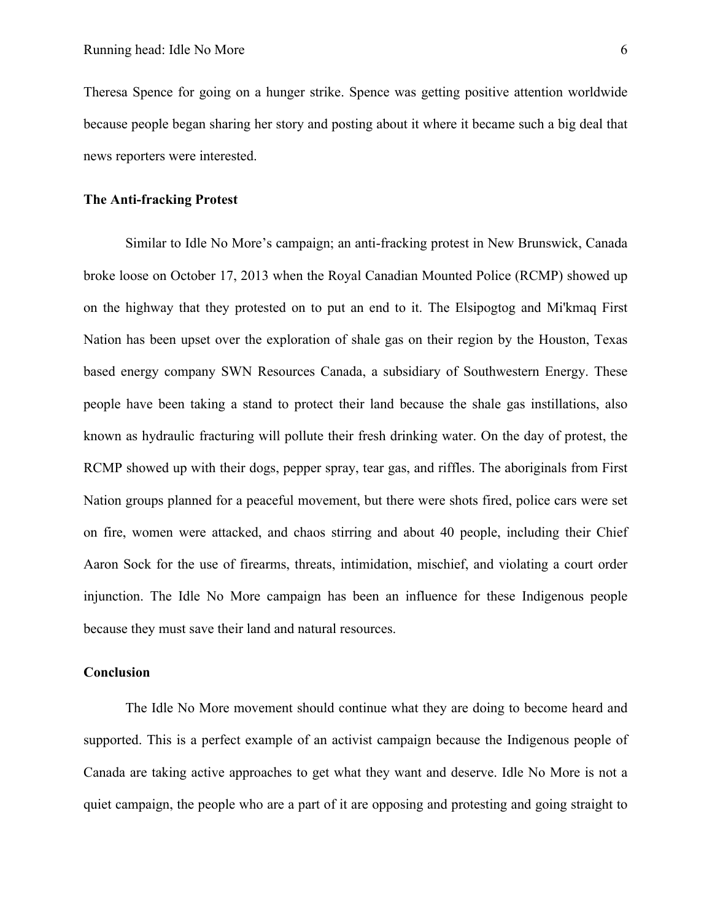Theresa Spence for going on a hunger strike. Spence was getting positive attention worldwide because people began sharing her story and posting about it where it became such a big deal that news reporters were interested.

**The Anti-fracking Protest**

Similar to Idle No More's campaign; an anti-fracking protest in New Brunswick, Canada broke loose on October 17, 2013 when the Royal Canadian Mounted Police (RCMP) showed up on the highway that they protested on to put an end to it. The Elsipogtog and Mi'kmaq First Nation has been upset over the exploration of shale gas on their region by the Houston, Texas based energy company SWN Resources Canada, a subsidiary of Southwestern Energy. These people have been taking a stand to protect their land because the shale gas instillations, also known as hydraulic fracturing will pollute their fresh drinking water. On the day of protest, the RCMP showed up with their dogs, pepper spray, tear gas, and riffles. The aboriginals from First Nation groups planned for a peaceful movement, but there were shots fired, police cars were set on fire, women were attacked, and chaos stirring and about 40 people, including their Chief Aaron Sock for the use of firearms, threats, intimidation, mischief, and violating a court order injunction. The Idle No More campaign has been an influence for these Indigenous people because they must save their land and natural resources.

**Conclusion**

The Idle No More movement should continue what they are doing to become heard and supported. This is a perfect example of an activist campaign because the Indigenous people of Canada are taking active approaches to get what they want and deserve. Idle No More is not a quiet campaign, the people who are a part of it are opposing and protesting and going straight to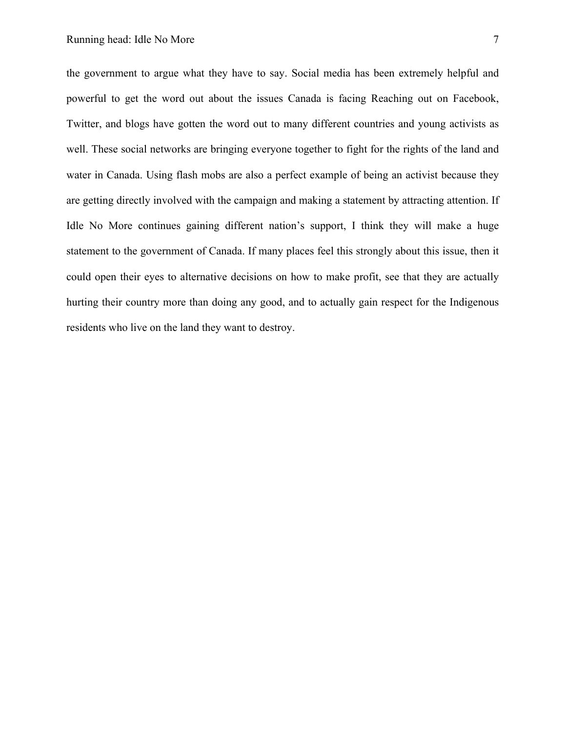the government to argue what they have to say. Social media has been extremely helpful and powerful to get the word out about the issues Canada is facing Reaching out on Facebook, Twitter, and blogs have gotten the word out to many different countries and young activists as well. These social networks are bringing everyone together to fight for the rights of the land and water in Canada. Using flash mobs are also a perfect example of being an activist because they are getting directly involved with the campaign and making a statement by attracting attention. If Idle No More continues gaining different nation's support, I think they will make a huge statement to the government of Canada. If many places feel this strongly about this issue, then it could open their eyes to alternative decisions on how to make profit, see that they are actually hurting their country more than doing any good, and to actually gain respect for the Indigenous residents who live on the land they want to destroy.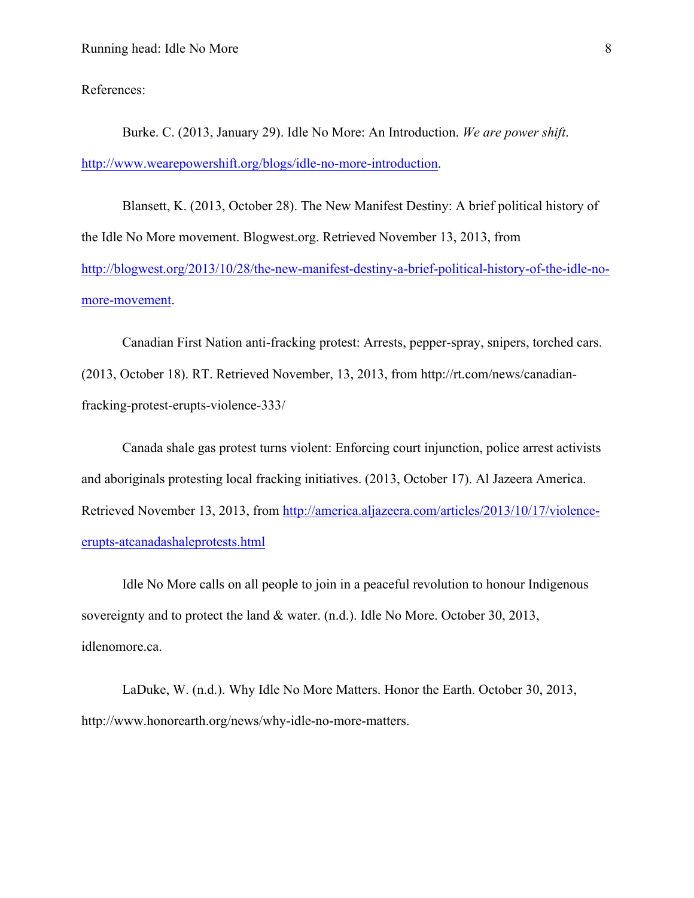References:

Burke. C. (2013, January 29). Idle No More: An Introduction. *We are power shift*. http://www.wearepowershift.org/blogs/idle-no-more-introduction.

Blansett, K. (2013, October 28). The New Manifest Destiny: A brief political history of the Idle No More movement. Blogwest.org. Retrieved November 13, 2013, from http://blogwest.org/2013/10/28/the-new-manifest-destiny-a-brief-political-history-of-the-idle-no-more-movement.

Canadian First Nation anti-fracking protest: Arrests, pepper-spray, snipers, torched cars. (2013, October 18). RT. Retrieved November, 13, 2013, from http://rt.com/news/canadian-fracking-protest-erupts-violence-333/

Canada shale gas protest turns violent: Enforcing court injunction, police arrest activists and aboriginals protesting local fracking initiatives. (2013, October 17). Al Jazeera America. Retrieved November 13, 2013, from http://america.aljazeera.com/articles/2013/10/17/violence-erupts-atcanadashaleprotests.html

Idle No More calls on all people to join in a peaceful revolution to honour Indigenous sovereignty and to protect the land & water. (n.d.). Idle No More. October 30, 2013, idlenomore.ca.

LaDuke, W. (n.d.). Why Idle No More Matters. Honor the Earth. October 30, 2013, http://www.honorearth.org/news/why-idle-no-more-matters.